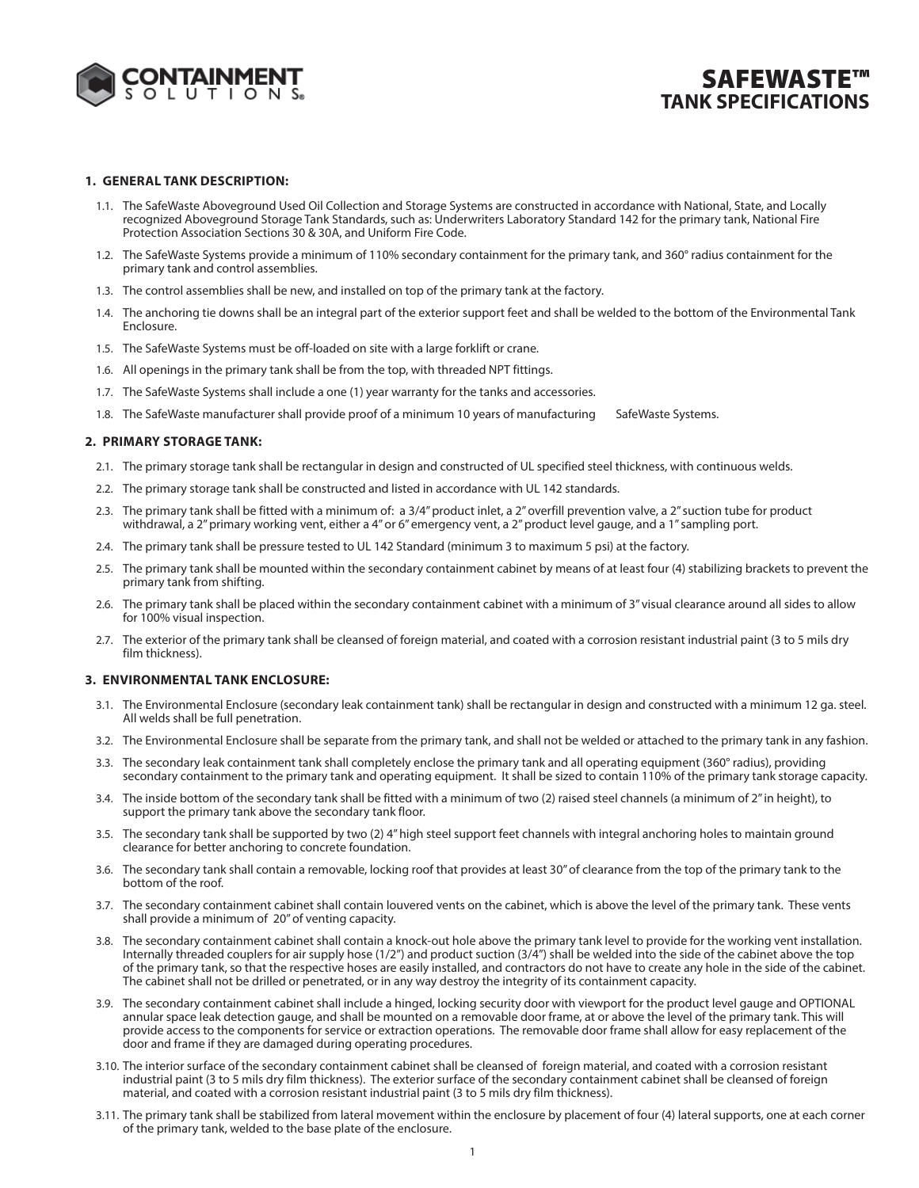# SAFEWASTE™
## TANK SPECIFICATIONS

### 1. GENERAL TANK DESCRIPTION:

1.1. The SafeWaste Aboveground Used Oil Collection and Storage Systems are constructed in accordance with National, State, and Locally recognized Aboveground Storage Tank Standards, such as: Underwriters Laboratory Standard 142 for the primary tank, National Fire Protection Association Sections 30 & 30A, and Uniform Fire Code.

1.2. The SafeWaste Systems provide a minimum of 110% secondary containment for the primary tank, and 360° radius containment for the primary tank and control assemblies.

1.3. The control assemblies shall be new, and installed on top of the primary tank at the factory.

1.4. The anchoring tie downs shall be an integral part of the exterior support feet and shall be welded to the bottom of the Environmental Tank Enclosure.

1.5. The SafeWaste Systems must be off-loaded on site with a large forklift or crane.

1.6. All openings in the primary tank shall be from the top, with threaded NPT fittings.

1.7. The SafeWaste Systems shall include a one (1) year warranty for the tanks and accessories.

1.8. The SafeWaste manufacturer shall provide proof of a minimum 10 years of manufacturing SafeWaste Systems.

### 2. PRIMARY STORAGE TANK:

2.1. The primary storage tank shall be rectangular in design and constructed of UL specified steel thickness, with continuous welds.

2.2. The primary storage tank shall be constructed and listed in accordance with UL 142 standards.

2.3. The primary tank shall be fitted with a minimum of: a 3/4" product inlet, a 2" overfill prevention valve, a 2" suction tube for product withdrawal, a 2" primary working vent, either a 4" or 6" emergency vent, a 2" product level gauge, and a 1" sampling port.

2.4. The primary tank shall be pressure tested to UL 142 Standard (minimum 3 to maximum 5 psi) at the factory.

2.5. The primary tank shall be mounted within the secondary containment cabinet by means of at least four (4) stabilizing brackets to prevent the primary tank from shifting.

2.6. The primary tank shall be placed within the secondary containment cabinet with a minimum of 3" visual clearance around all sides to allow for 100% visual inspection.

2.7. The exterior of the primary tank shall be cleansed of foreign material, and coated with a corrosion resistant industrial paint (3 to 5 mils dry film thickness).

### 3. ENVIRONMENTAL TANK ENCLOSURE:

3.1. The Environmental Enclosure (secondary leak containment tank) shall be rectangular in design and constructed with a minimum 12 ga. steel. All welds shall be full penetration.

3.2. The Environmental Enclosure shall be separate from the primary tank, and shall not be welded or attached to the primary tank in any fashion.

3.3. The secondary leak containment tank shall completely enclose the primary tank and all operating equipment (360° radius), providing secondary containment to the primary tank and operating equipment. It shall be sized to contain 110% of the primary tank storage capacity.

3.4. The inside bottom of the secondary tank shall be fitted with a minimum of two (2) raised steel channels (a minimum of 2" in height), to support the primary tank above the secondary tank floor.

3.5. The secondary tank shall be supported by two (2) 4" high steel support feet channels with integral anchoring holes to maintain ground clearance for better anchoring to concrete foundation.

3.6. The secondary tank shall contain a removable, locking roof that provides at least 30" of clearance from the top of the primary tank to the bottom of the roof.

3.7. The secondary containment cabinet shall contain louvered vents on the cabinet, which is above the level of the primary tank. These vents shall provide a minimum of 20" of venting capacity.

3.8. The secondary containment cabinet shall contain a knock-out hole above the primary tank level to provide for the working vent installation. Internally threaded couplers for air supply hose (1/2") and product suction (3/4") shall be welded into the side of the cabinet above the top of the primary tank, so that the respective hoses are easily installed, and contractors do not have to create any hole in the side of the cabinet. The cabinet shall not be drilled or penetrated, or in any way destroy the integrity of its containment capacity.

3.9. The secondary containment cabinet shall include a hinged, locking security door with viewport for the product level gauge and OPTIONAL annular space leak detection gauge, and shall be mounted on a removable door frame, at or above the level of the primary tank. This will provide access to the components for service or extraction operations. The removable door frame shall allow for easy replacement of the door and frame if they are damaged during operating procedures.

3.10. The interior surface of the secondary containment cabinet shall be cleansed of foreign material, and coated with a corrosion resistant industrial paint (3 to 5 mils dry film thickness). The exterior surface of the secondary containment cabinet shall be cleansed of foreign material, and coated with a corrosion resistant industrial paint (3 to 5 mils dry film thickness).

3.11. The primary tank shall be stabilized from lateral movement within the enclosure by placement of four (4) lateral supports, one at each corner of the primary tank, welded to the base plate of the enclosure.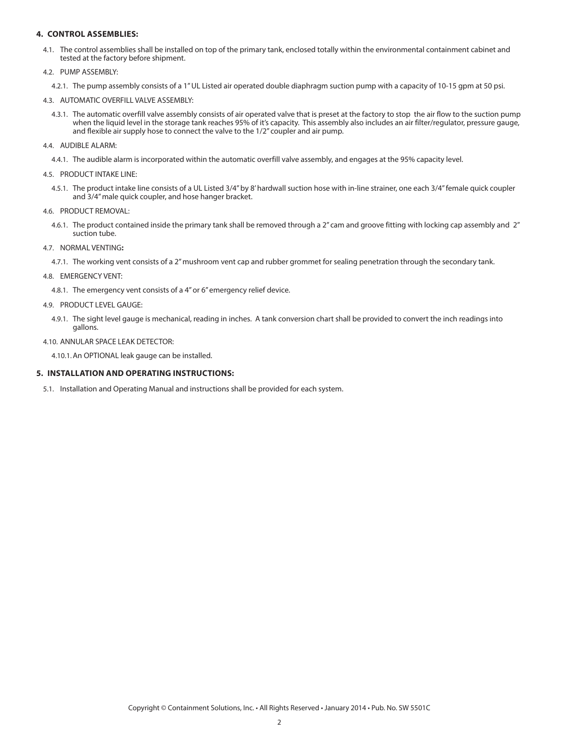## 4. CONTROL ASSEMBLIES:

4.1. The control assemblies shall be installed on top of the primary tank, enclosed totally within the environmental containment cabinet and tested at the factory before shipment.

4.2. PUMP ASSEMBLY:

4.2.1. The pump assembly consists of a 1" UL Listed air operated double diaphragm suction pump with a capacity of 10-15 gpm at 50 psi.

4.3. AUTOMATIC OVERFILL VALVE ASSEMBLY:

4.3.1. The automatic overfill valve assembly consists of air operated valve that is preset at the factory to stop the air flow to the suction pump when the liquid level in the storage tank reaches 95% of it's capacity. This assembly also includes an air filter/regulator, pressure gauge, and flexible air supply hose to connect the valve to the 1/2" coupler and air pump.

4.4. AUDIBLE ALARM:

4.4.1. The audible alarm is incorporated within the automatic overfill valve assembly, and engages at the 95% capacity level.

4.5. PRODUCT INTAKE LINE:

4.5.1. The product intake line consists of a UL Listed 3/4" by 8' hardwall suction hose with in-line strainer, one each 3/4" female quick coupler and 3/4" male quick coupler, and hose hanger bracket.

4.6. PRODUCT REMOVAL:

4.6.1. The product contained inside the primary tank shall be removed through a 2" cam and groove fitting with locking cap assembly and 2" suction tube.

4.7. NORMAL VENTING**:**

4.7.1. The working vent consists of a 2" mushroom vent cap and rubber grommet for sealing penetration through the secondary tank.

4.8. EMERGENCY VENT:

4.8.1. The emergency vent consists of a 4" or 6" emergency relief device.

4.9. PRODUCT LEVEL GAUGE:

4.9.1. The sight level gauge is mechanical, reading in inches. A tank conversion chart shall be provided to convert the inch readings into gallons.

4.10. ANNULAR SPACE LEAK DETECTOR:

4.10.1. An OPTIONAL leak gauge can be installed.

## 5. INSTALLATION AND OPERATING INSTRUCTIONS:

5.1. Installation and Operating Manual and instructions shall be provided for each system.

Copyright © Containment Solutions, Inc. • All Rights Reserved • January 2014 • Pub. No. SW 5501C